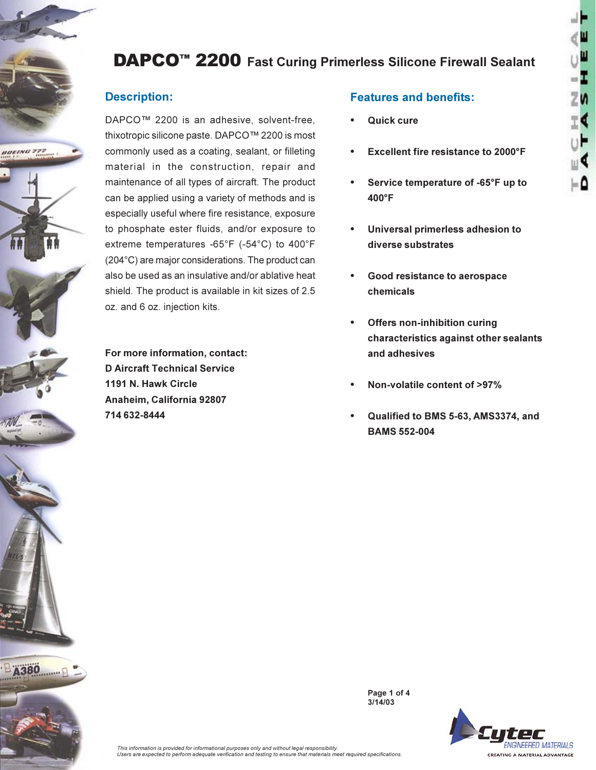# DAPCO™ 2200 Fast Curing Primerless Silicone Firewall Sealant

## Description:

DAPCO™ 2200 is an adhesive, solvent-free, thixotropic silicone paste. DAPCO™ 2200 is most commonly used as a coating, sealant, or filleting material in the construction, repair and maintenance of all types of aircraft. The product can be applied using a variety of methods and is especially useful where fire resistance, exposure to phosphate ester fluids, and/or exposure to extreme temperatures -65°F (-54°C) to 400°F (204°C) are major considerations. The product can also be used as an insulative and/or ablative heat shield. The product is available in kit sizes of 2.5 oz. and 6 oz. injection kits.

**For more information, contact:**
**D Aircraft Technical Service**
**1191 N. Hawk Circle**
**Anaheim, California 92807**
**714 632-8444**

## Features and benefits:

- **Quick cure**
- **Excellent fire resistance to 2000°F**
- **Service temperature of -65°F up to 400°F**
- **Universal primerless adhesion to diverse substrates**
- **Good resistance to aerospace chemicals**
- **Offers non-inhibition curing characteristics against other sealants and adhesives**
- **Non-volatile content of >97%**
- **Qualified to BMS 5-63, AMS3374, and BAMS 552-004**

**3/14/03**

*This information is provided for informational purposes only and without legal responsibility.*
*Users are expected to perform adequate verification and testing to ensure that materials meet required specifications.*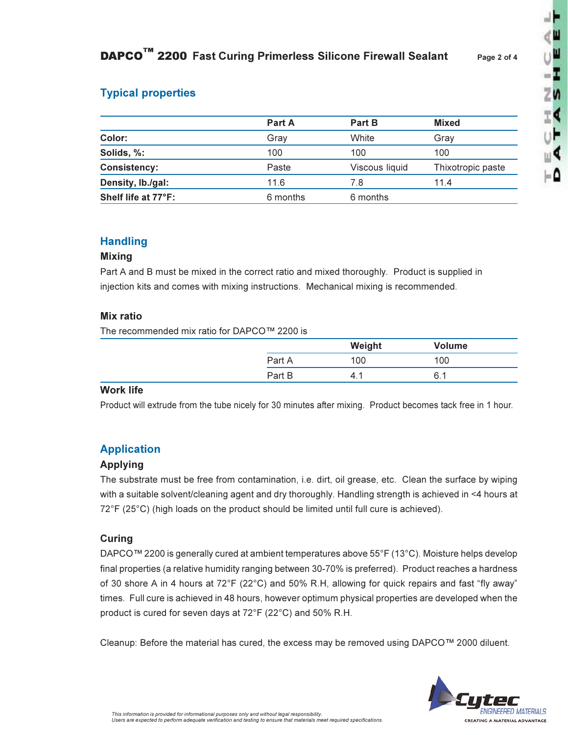## Typical properties

| | Part A | Part B | Mixed |
|---|---|---|---|
| **Color:** | Gray | White | Gray |
| **Solids, %:** | 100 | 100 | 100 |
| **Consistency:** | Paste | Viscous liquid | Thixotropic paste |
| **Density, lb./gal:** | 11.6 | 7.8 | 11.4 |
| **Shelf life at 77°F:** | 6 months | 6 months | |

## Handling

### Mixing

Part A and B must be mixed in the correct ratio and mixed thoroughly. Product is supplied in injection kits and comes with mixing instructions. Mechanical mixing is recommended.

### Mix ratio

The recommended mix ratio for DAPCO™ 2200 is

| | Weight | Volume |
|---|---|---|
| Part A | 100 | 100 |
| Part B | 4.1 | 6.1 |

### Work life

Product will extrude from the tube nicely for 30 minutes after mixing. Product becomes tack free in 1 hour.

## Application

### Applying

The substrate must be free from contamination, i.e. dirt, oil grease, etc. Clean the surface by wiping with a suitable solvent/cleaning agent and dry thoroughly. Handling strength is achieved in <4 hours at 72°F (25°C) (high loads on the product should be limited until full cure is achieved).

### Curing

DAPCO™ 2200 is generally cured at ambient temperatures above 55°F (13°C). Moisture helps develop final properties (a relative humidity ranging between 30-70% is preferred). Product reaches a hardness of 30 shore A in 4 hours at 72°F (22°C) and 50% R.H, allowing for quick repairs and fast "fly away" times. Full cure is achieved in 48 hours, however optimum physical properties are developed when the product is cured for seven days at 72°F (22°C) and 50% R.H.

Cleanup: Before the material has cured, the excess may be removed using DAPCO™ 2000 diluent.

*This information is provided for informational purposes only and without legal responsibility.*
*Users are expected to perform adequate verification and testing to ensure that materials meet required specifications.*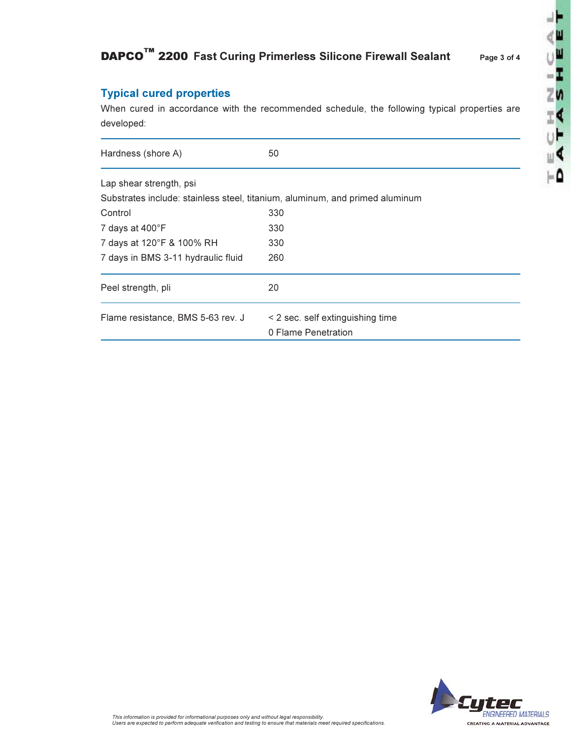## Typical cured properties

When cured in accordance with the recommended schedule, the following typical properties are developed:

| Property | Value |
|---|---|
| Hardness (shore A) | 50 |
| Lap shear strength, psi | |
| Substrates include: stainless steel, titanium, aluminum, and primed aluminum | |
| Control | 330 |
| 7 days at 400°F | 330 |
| 7 days at 120°F & 100% RH | 330 |
| 7 days in BMS 3-11 hydraulic fluid | 260 |
| Peel strength, pli | 20 |
| Flame resistance, BMS 5-63 rev. J | < 2 sec. self extinguishing time<br>0 Flame Penetration |

*This information is provided for informational purposes only and without legal responsibility.*
*Users are expected to perform adequate verification and testing to ensure that materials meet required specifications.*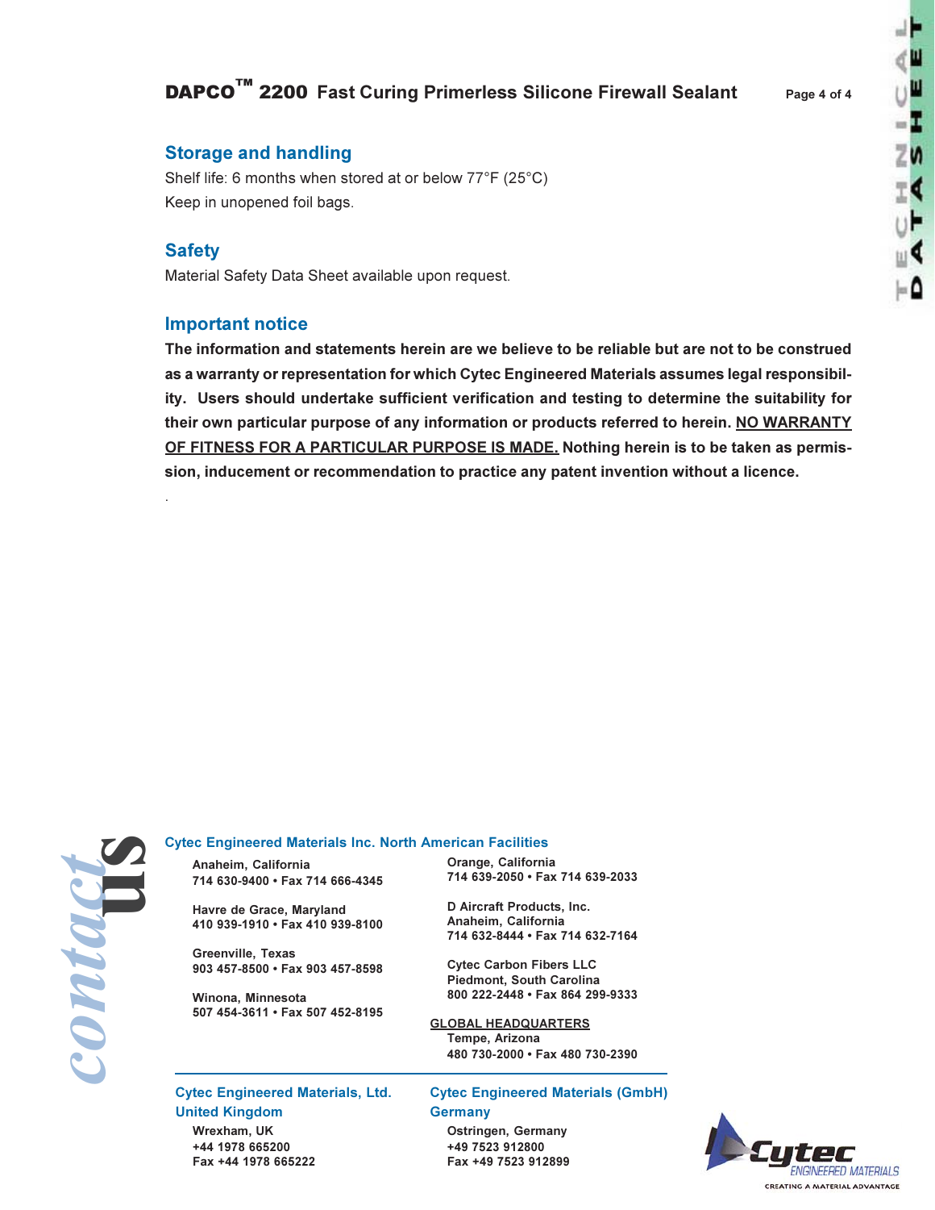## Storage and handling

Shelf life: 6 months when stored at or below 77°F (25°C)

Keep in unopened foil bags.

## Safety

Material Safety Data Sheet available upon request.

## Important notice

**The information and statements herein are we believe to be reliable but are not to be construed as a warranty or representation for which Cytec Engineered Materials assumes legal responsibility. Users should undertake sufficient verification and testing to determine the suitability for their own particular purpose of any information or products referred to herein. NO WARRANTY OF FITNESS FOR A PARTICULAR PURPOSE IS MADE. Nothing herein is to be taken as permission, inducement or recommendation to practice any patent invention without a licence.**

.

## contact us

### Cytec Engineered Materials Inc. North American Facilities

**Anaheim, California**
**714 630-9400 • Fax 714 666-4345**

**Havre de Grace, Maryland**
**410 939-1910 • Fax 410 939-8100**

**Greenville, Texas**
**903 457-8500 • Fax 903 457-8598**

**Winona, Minnesota**
**507 454-3611 • Fax 507 452-8195**

**Orange, California**
**714 639-2050 • Fax 714 639-2033**

**D Aircraft Products, Inc.**
**Anaheim, California**
**714 632-8444 • Fax 714 632-7164**

**Cytec Carbon Fibers LLC**
**Piedmont, South Carolina**
**800 222-2448 • Fax 864 299-9333**

**GLOBAL HEADQUARTERS**
**Tempe, Arizona**
**480 730-2000 • Fax 480 730-2390**

### Cytec Engineered Materials, Ltd. United Kingdom

**Wrexham, UK**
**+44 1978 665200**
**Fax +44 1978 665222**

### Cytec Engineered Materials (GmbH) Germany

**Ostringen, Germany**
**+49 7523 912800**
**Fax +49 7523 912899**

Cytec ENGINEERED MATERIALS
CREATING A MATERIAL ADVANTAGE